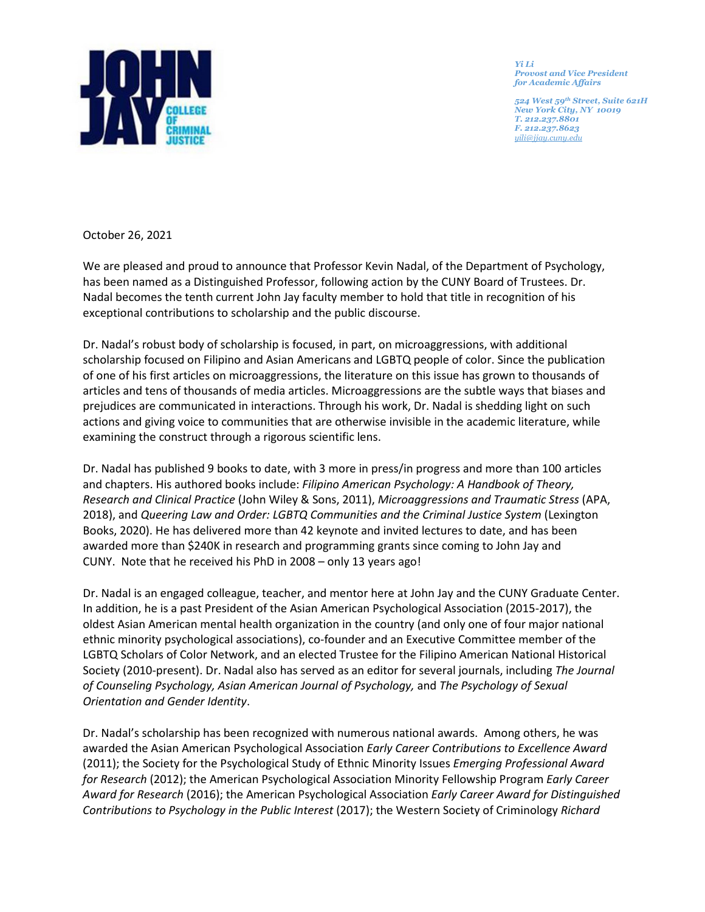Yi Li
*Provost and Vice President for Academic Affairs*

524 West 59th Street, Suite 621H
New York City, NY 10019
T. 212.237.8801
F. 212.237.8623
yili@jjay.cuny.edu

October 26, 2021

We are pleased and proud to announce that Professor Kevin Nadal, of the Department of Psychology, has been named as a Distinguished Professor, following action by the CUNY Board of Trustees. Dr. Nadal becomes the tenth current John Jay faculty member to hold that title in recognition of his exceptional contributions to scholarship and the public discourse.

Dr. Nadal's robust body of scholarship is focused, in part, on microaggressions, with additional scholarship focused on Filipino and Asian Americans and LGBTQ people of color. Since the publication of one of his first articles on microaggressions, the literature on this issue has grown to thousands of articles and tens of thousands of media articles. Microaggressions are the subtle ways that biases and prejudices are communicated in interactions. Through his work, Dr. Nadal is shedding light on such actions and giving voice to communities that are otherwise invisible in the academic literature, while examining the construct through a rigorous scientific lens.

Dr. Nadal has published 9 books to date, with 3 more in press/in progress and more than 100 articles and chapters. His authored books include: *Filipino American Psychology: A Handbook of Theory, Research and Clinical Practice* (John Wiley & Sons, 2011), *Microaggressions and Traumatic Stress* (APA, 2018), and *Queering Law and Order: LGBTQ Communities and the Criminal Justice System* (Lexington Books, 2020). He has delivered more than 42 keynote and invited lectures to date, and has been awarded more than $240K in research and programming grants since coming to John Jay and CUNY. Note that he received his PhD in 2008 – only 13 years ago!

Dr. Nadal is an engaged colleague, teacher, and mentor here at John Jay and the CUNY Graduate Center. In addition, he is a past President of the Asian American Psychological Association (2015-2017), the oldest Asian American mental health organization in the country (and only one of four major national ethnic minority psychological associations), co-founder and an Executive Committee member of the LGBTQ Scholars of Color Network, and an elected Trustee for the Filipino American National Historical Society (2010-present). Dr. Nadal also has served as an editor for several journals, including *The Journal of Counseling Psychology, Asian American Journal of Psychology,* and *The Psychology of Sexual Orientation and Gender Identity*.

Dr. Nadal's scholarship has been recognized with numerous national awards. Among others, he was awarded the Asian American Psychological Association *Early Career Contributions to Excellence Award* (2011); the Society for the Psychological Study of Ethnic Minority Issues *Emerging Professional Award for Research* (2012); the American Psychological Association Minority Fellowship Program *Early Career Award for Research* (2016); the American Psychological Association *Early Career Award for Distinguished Contributions to Psychology in the Public Interest* (2017); the Western Society of Criminology *Richard*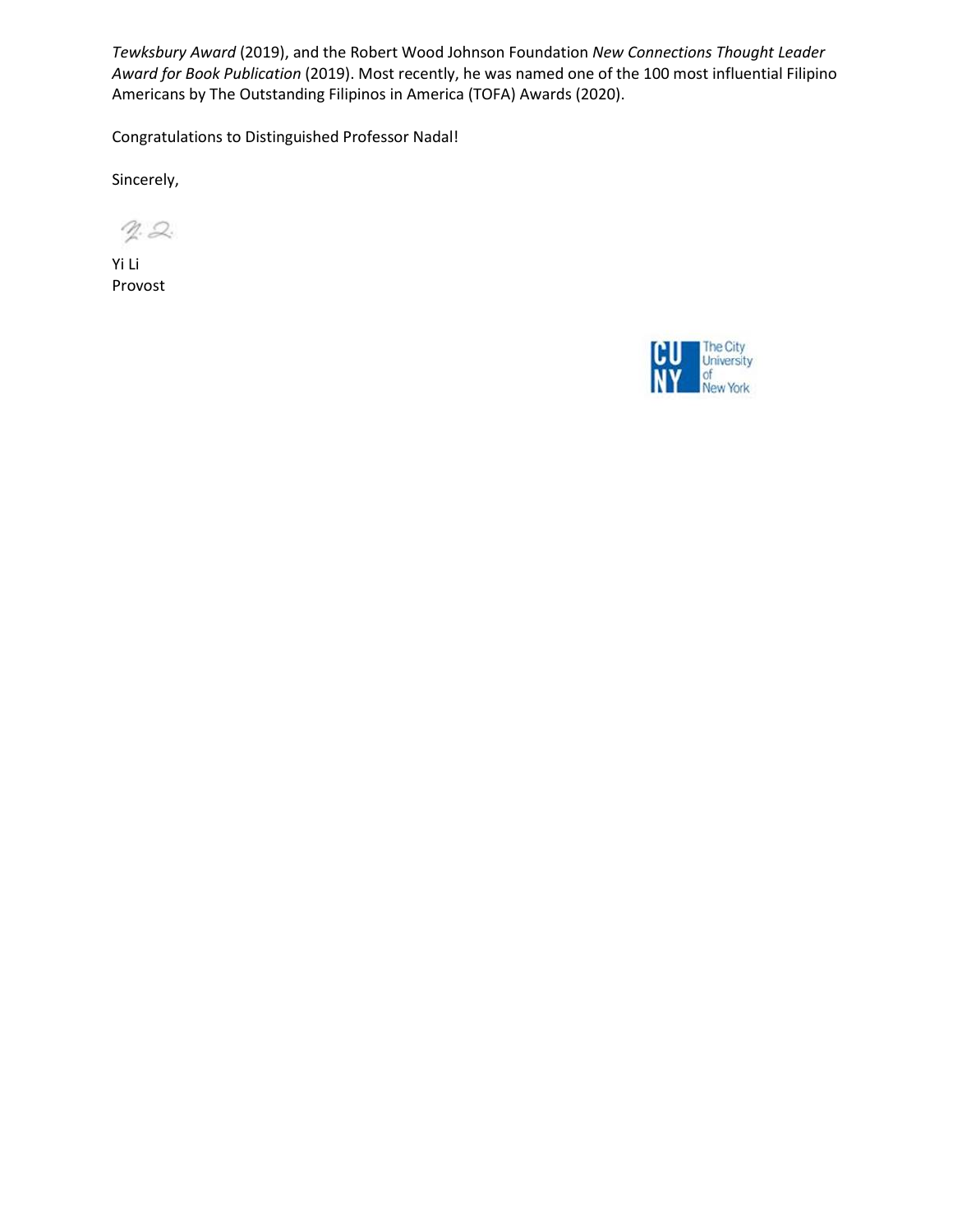*Tewksbury Award* (2019), and the Robert Wood Johnson Foundation *New Connections Thought Leader Award for Book Publication* (2019). Most recently, he was named one of the 100 most influential Filipino Americans by The Outstanding Filipinos in America (TOFA) Awards (2020).

Congratulations to Distinguished Professor Nadal!

Sincerely,

Yi Li
Provost